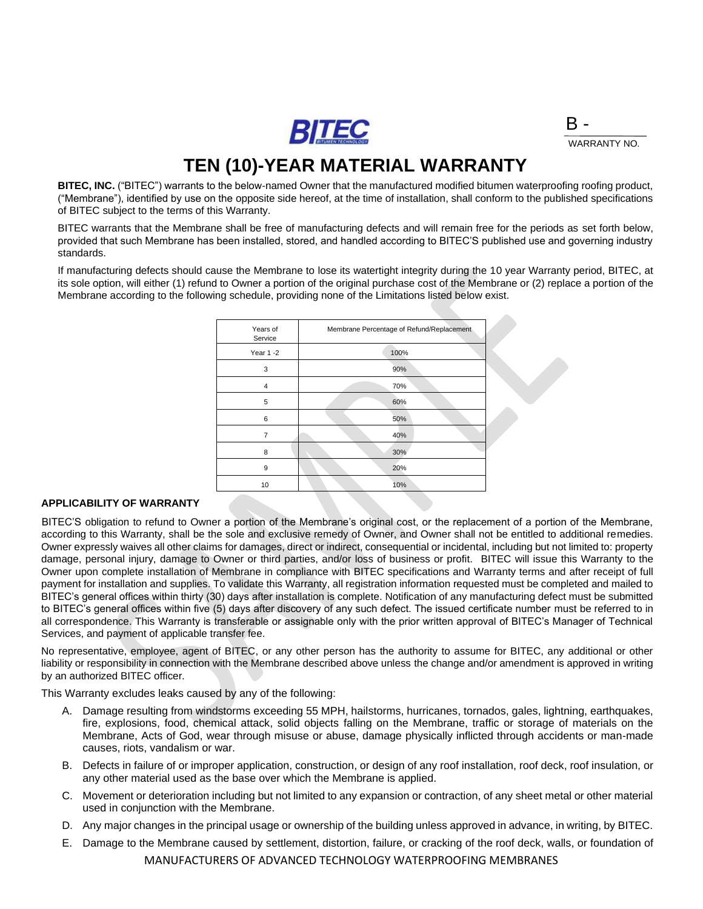B -
WARRANTY NO.

# TEN (10)-YEAR MATERIAL WARRANTY

**BITEC, INC.** ("BITEC") warrants to the below-named Owner that the manufactured modified bitumen waterproofing roofing product, ("Membrane"), identified by use on the opposite side hereof, at the time of installation, shall conform to the published specifications of BITEC subject to the terms of this Warranty.

BITEC warrants that the Membrane shall be free of manufacturing defects and will remain free for the periods as set forth below, provided that such Membrane has been installed, stored, and handled according to BITEC'S published use and governing industry standards.

If manufacturing defects should cause the Membrane to lose its watertight integrity during the 10 year Warranty period, BITEC, at its sole option, will either (1) refund to Owner a portion of the original purchase cost of the Membrane or (2) replace a portion of the Membrane according to the following schedule, providing none of the Limitations listed below exist.

| Years of Service | Membrane Percentage of Refund/Replacement |
|---|---|
| Year 1 -2 | 100% |
| 3 | 90% |
| 4 | 70% |
| 5 | 60% |
| 6 | 50% |
| 7 | 40% |
| 8 | 30% |
| 9 | 20% |
| 10 | 10% |

**APPLICABILITY OF WARRANTY**

BITEC'S obligation to refund to Owner a portion of the Membrane's original cost, or the replacement of a portion of the Membrane, according to this Warranty, shall be the sole and exclusive remedy of Owner, and Owner shall not be entitled to additional remedies. Owner expressly waives all other claims for damages, direct or indirect, consequential or incidental, including but not limited to: property damage, personal injury, damage to Owner or third parties, and/or loss of business or profit. BITEC will issue this Warranty to the Owner upon complete installation of Membrane in compliance with BITEC specifications and Warranty terms and after receipt of full payment for installation and supplies. To validate this Warranty, all registration information requested must be completed and mailed to BITEC's general offices within thirty (30) days after installation is complete. Notification of any manufacturing defect must be submitted to BITEC's general offices within five (5) days after discovery of any such defect. The issued certificate number must be referred to in all correspondence. This Warranty is transferable or assignable only with the prior written approval of BITEC's Manager of Technical Services, and payment of applicable transfer fee.

No representative, employee, agent of BITEC, or any other person has the authority to assume for BITEC, any additional or other liability or responsibility in connection with the Membrane described above unless the change and/or amendment is approved in writing by an authorized BITEC officer.

This Warranty excludes leaks caused by any of the following:

A. Damage resulting from windstorms exceeding 55 MPH, hailstorms, hurricanes, tornados, gales, lightning, earthquakes, fire, explosions, food, chemical attack, solid objects falling on the Membrane, traffic or storage of materials on the Membrane, Acts of God, wear through misuse or abuse, damage physically inflicted through accidents or man-made causes, riots, vandalism or war.

B. Defects in failure of or improper application, construction, or design of any roof installation, roof deck, roof insulation, or any other material used as the base over which the Membrane is applied.

C. Movement or deterioration including but not limited to any expansion or contraction, of any sheet metal or other material used in conjunction with the Membrane.

D. Any major changes in the principal usage or ownership of the building unless approved in advance, in writing, by BITEC.

E. Damage to the Membrane caused by settlement, distortion, failure, or cracking of the roof deck, walls, or foundation of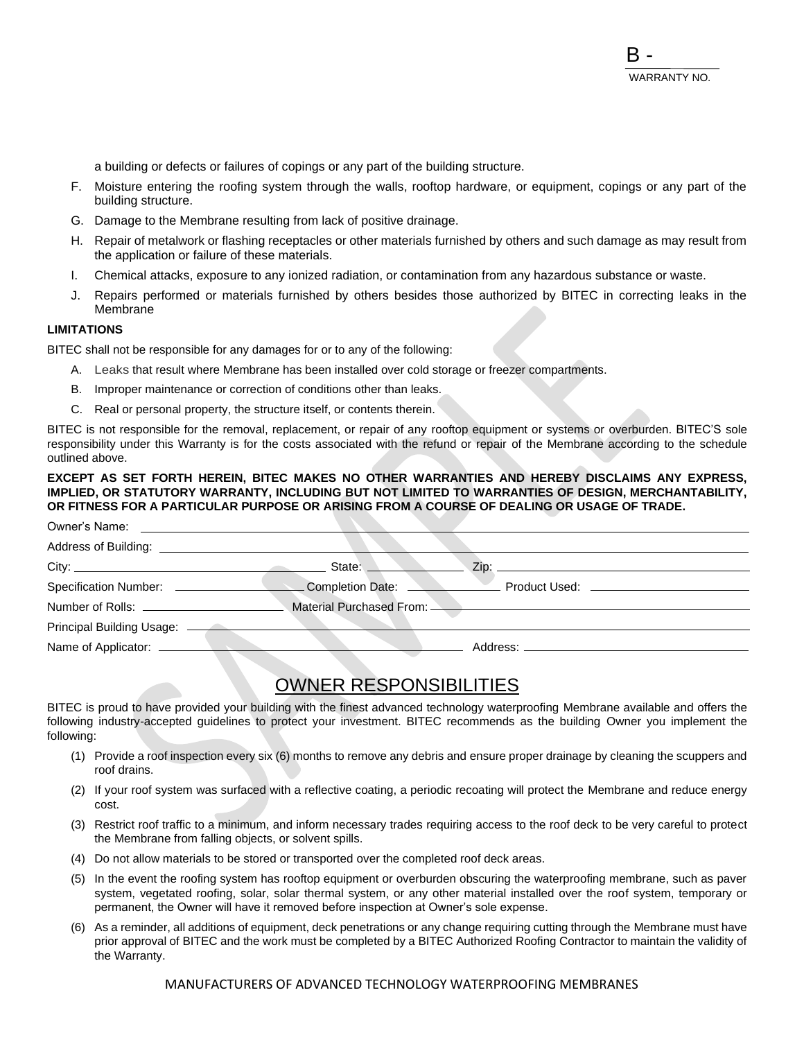B - 
WARRANTY NO.

a building or defects or failures of copings or any part of the building structure.

F. Moisture entering the roofing system through the walls, rooftop hardware, or equipment, copings or any part of the building structure.

G. Damage to the Membrane resulting from lack of positive drainage.

H. Repair of metalwork or flashing receptacles or other materials furnished by others and such damage as may result from the application or failure of these materials.

I. Chemical attacks, exposure to any ionized radiation, or contamination from any hazardous substance or waste.

J. Repairs performed or materials furnished by others besides those authorized by BITEC in correcting leaks in the Membrane

**LIMITATIONS**

BITEC shall not be responsible for any damages for or to any of the following:

A. Leaks that result where Membrane has been installed over cold storage or freezer compartments.

B. Improper maintenance or correction of conditions other than leaks.

C. Real or personal property, the structure itself, or contents therein.

BITEC is not responsible for the removal, replacement, or repair of any rooftop equipment or systems or overburden. BITEC'S sole responsibility under this Warranty is for the costs associated with the refund or repair of the Membrane according to the schedule outlined above.

**EXCEPT AS SET FORTH HEREIN, BITEC MAKES NO OTHER WARRANTIES AND HEREBY DISCLAIMS ANY EXPRESS, IMPLIED, OR STATUTORY WARRANTY, INCLUDING BUT NOT LIMITED TO WARRANTIES OF DESIGN, MERCHANTABILITY, OR FITNESS FOR A PARTICULAR PURPOSE OR ARISING FROM A COURSE OF DEALING OR USAGE OF TRADE.**

Owner's Name: ____________________

Address of Building: ____________________

City: ____________________ State: ____________ Zip: ____________________

Specification Number: ____________ Completion Date: ____________ Product Used: ____________

Number of Rolls: ____________ Material Purchased From: ____________________

Principal Building Usage: ____________________

Name of Applicator: ____________________ Address: ____________________

# OWNER RESPONSIBILITIES

BITEC is proud to have provided your building with the finest advanced technology waterproofing Membrane available and offers the following industry-accepted guidelines to protect your investment. BITEC recommends as the building Owner you implement the following:

(1) Provide a roof inspection every six (6) months to remove any debris and ensure proper drainage by cleaning the scuppers and roof drains.

(2) If your roof system was surfaced with a reflective coating, a periodic recoating will protect the Membrane and reduce energy cost.

(3) Restrict roof traffic to a minimum, and inform necessary trades requiring access to the roof deck to be very careful to protect the Membrane from falling objects, or solvent spills.

(4) Do not allow materials to be stored or transported over the completed roof deck areas.

(5) In the event the roofing system has rooftop equipment or overburden obscuring the waterproofing membrane, such as paver system, vegetated roofing, solar, solar thermal system, or any other material installed over the roof system, temporary or permanent, the Owner will have it removed before inspection at Owner's sole expense.

(6) As a reminder, all additions of equipment, deck penetrations or any change requiring cutting through the Membrane must have prior approval of BITEC and the work must be completed by a BITEC Authorized Roofing Contractor to maintain the validity of the Warranty.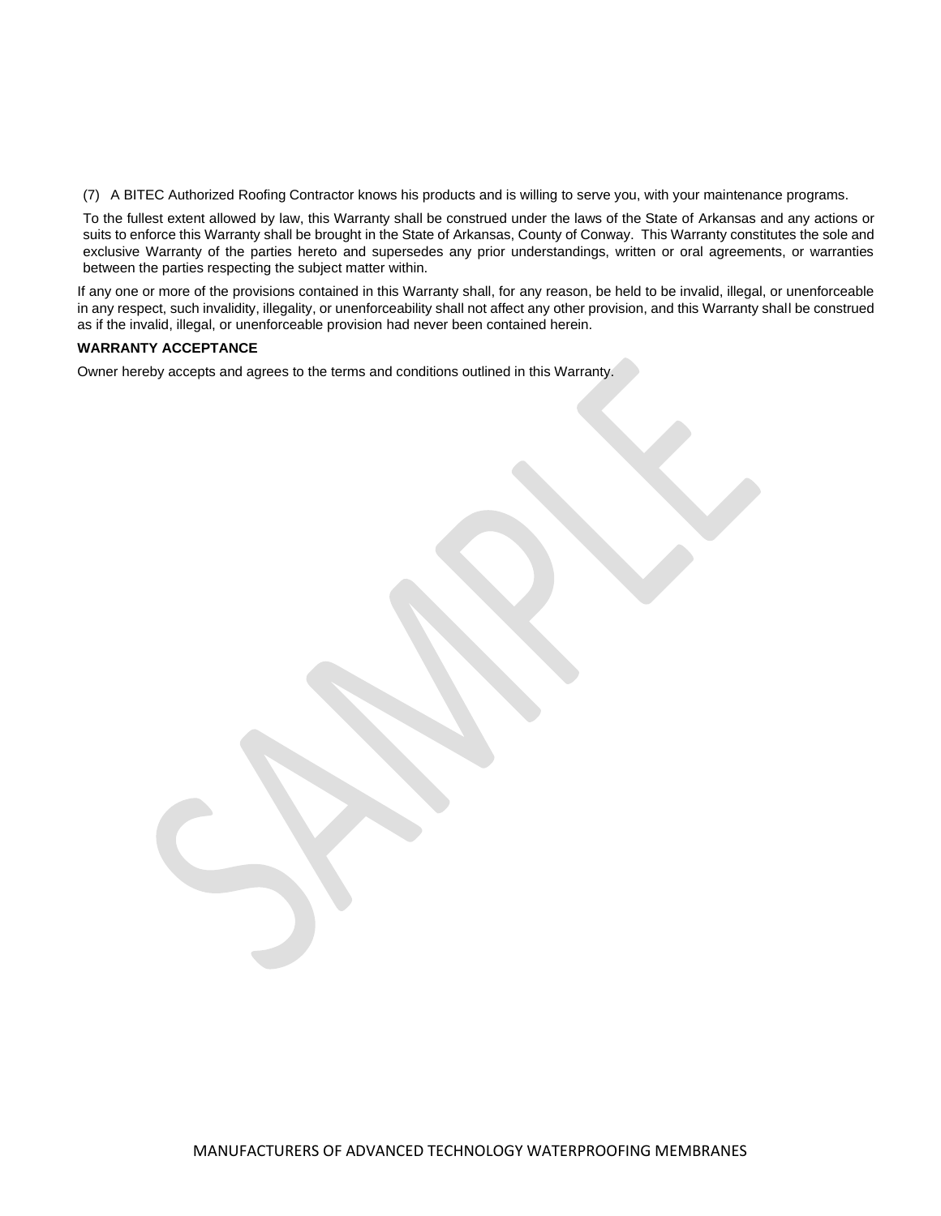(7) A BITEC Authorized Roofing Contractor knows his products and is willing to serve you, with your maintenance programs.

To the fullest extent allowed by law, this Warranty shall be construed under the laws of the State of Arkansas and any actions or suits to enforce this Warranty shall be brought in the State of Arkansas, County of Conway. This Warranty constitutes the sole and exclusive Warranty of the parties hereto and supersedes any prior understandings, written or oral agreements, or warranties between the parties respecting the subject matter within.

If any one or more of the provisions contained in this Warranty shall, for any reason, be held to be invalid, illegal, or unenforceable in any respect, such invalidity, illegality, or unenforceability shall not affect any other provision, and this Warranty shall be construed as if the invalid, illegal, or unenforceable provision had never been contained herein.

**WARRANTY ACCEPTANCE**

Owner hereby accepts and agrees to the terms and conditions outlined in this Warranty.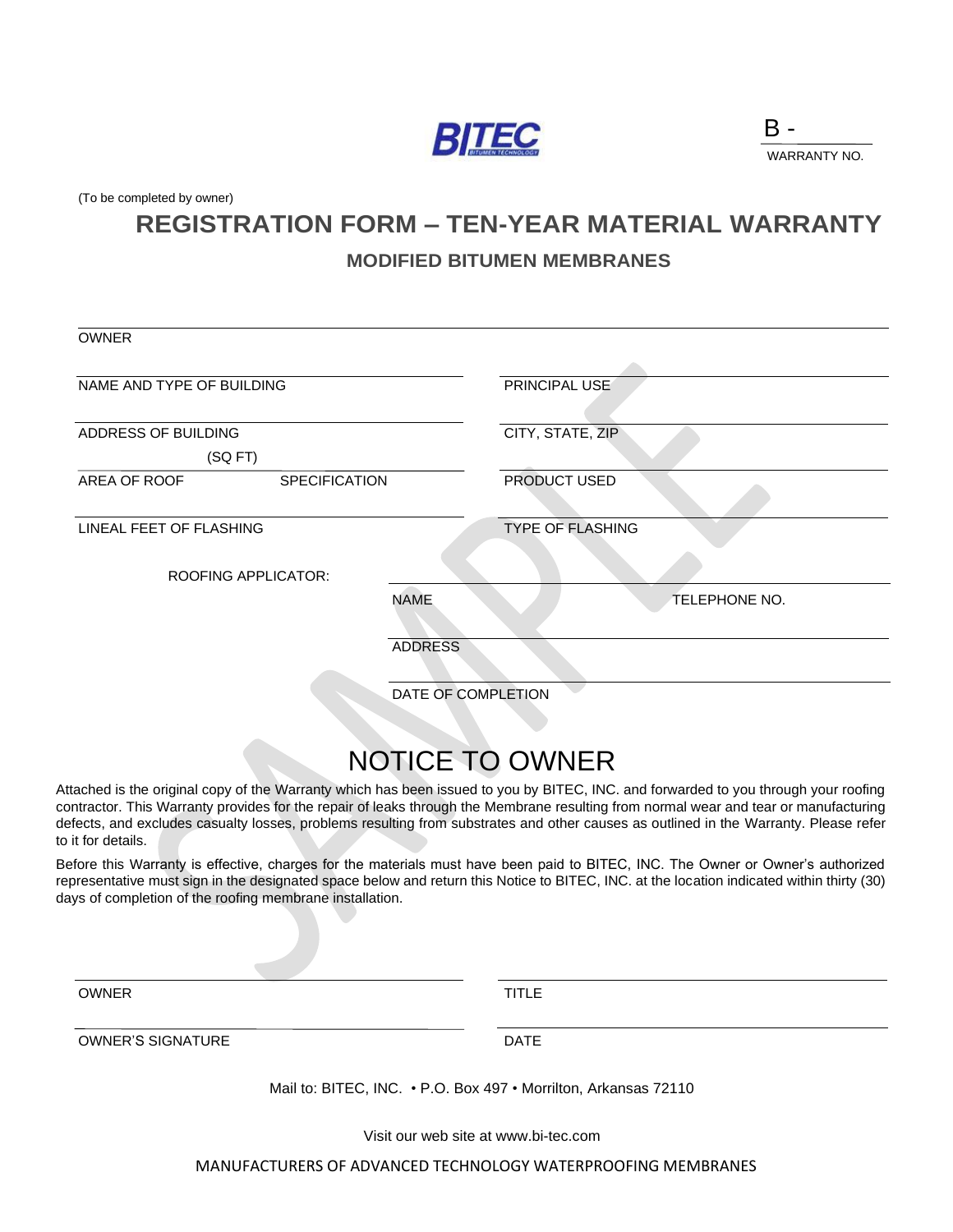BITEC

B - \_\_\_\_\_\_\_\_

WARRANTY NO.

(To be completed by owner)

# REGISTRATION FORM – TEN-YEAR MATERIAL WARRANTY

## MODIFIED BITUMEN MEMBRANES

OWNER

NAME AND TYPE OF BUILDING

PRINCIPAL USE

ADDRESS OF BUILDING

CITY, STATE, ZIP

AREA OF ROOF (SQ FT)

SPECIFICATION

PRODUCT USED

LINEAL FEET OF FLASHING

TYPE OF FLASHING

ROOFING APPLICATOR:

NAME

TELEPHONE NO.

ADDRESS

DATE OF COMPLETION

# NOTICE TO OWNER

Attached is the original copy of the Warranty which has been issued to you by BITEC, INC. and forwarded to you through your roofing contractor. This Warranty provides for the repair of leaks through the Membrane resulting from normal wear and tear or manufacturing defects, and excludes casualty losses, problems resulting from substrates and other causes as outlined in the Warranty. Please refer to it for details.

Before this Warranty is effective, charges for the materials must have been paid to BITEC, INC. The Owner or Owner's authorized representative must sign in the designated space below and return this Notice to BITEC, INC. at the location indicated within thirty (30) days of completion of the roofing membrane installation.

OWNER

TITLE

OWNER'S SIGNATURE

DATE

Mail to: BITEC, INC. • P.O. Box 497 • Morrilton, Arkansas 72110

Visit our web site at www.bi-tec.com

MANUFACTURERS OF ADVANCED TECHNOLOGY WATERPROOFING MEMBRANES